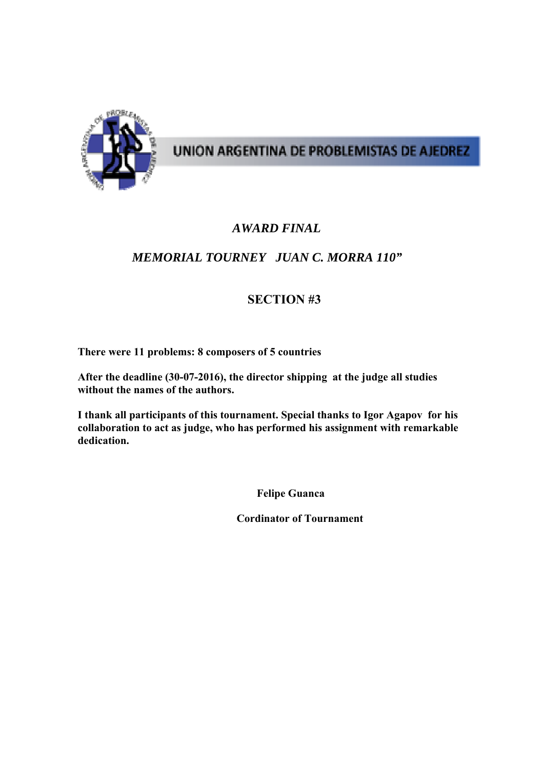UNION ARGENTINA DE PROBLEMISTAS DE AJEDREZ

# *AWARD FINAL*

## *MEMORIAL TOURNEY JUAN C. MORRA 110"*

## SECTION #3

**There were 11 problems: 8 composers of 5 countries**

**After the deadline (30-07-2016), the director shipping at the judge all studies without the names of the authors.**

**I thank all participants of this tournament. Special thanks to Igor Agapov for his collaboration to act as judge, who has performed his assignment with remarkable dedication.**

**Felipe Guanca**

**Cordinator of Tournament**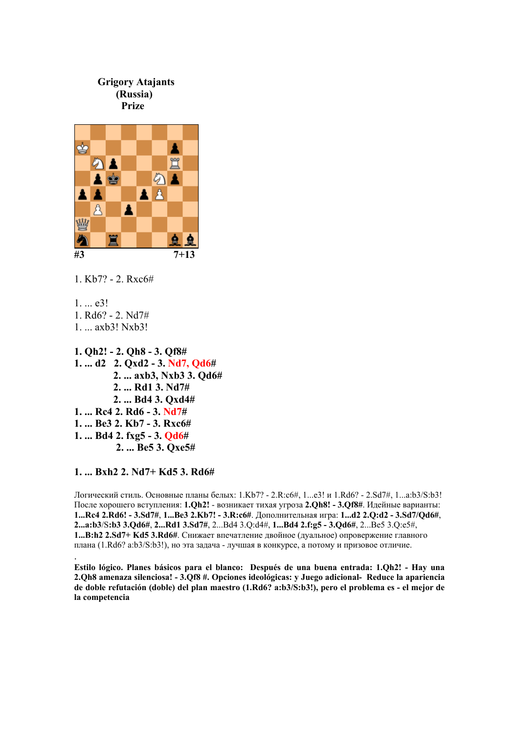**Grigory Atajants**
**(Russia)**
**Prize**

#3 7+13

1. Kb7? - 2. Rxc6#

1. ... e3!
1. Rd6? - 2. Nd7#
1. ... axb3! Nxb3!

**1. Qh2! - 2. Qh8 - 3. Qf8#**
**1. ... d2 2. Qxd2 - 3. Nd7, Qd6#**
**2. ... axb3, Nxb3 3. Qd6#**
**2. ... Rd1 3. Nd7#**
**2. ... Bd4 3. Qxd4#**
**1. ... Rc4 2. Rd6 - 3. Nd7#**
**1. ... Be3 2. Kb7 - 3. Rxc6#**
**1. ... Bd4 2. fxg5 - 3. Qd6#**
**2. ... Be5 3. Qxe5#**

**1. ... Bxh2 2. Nd7+ Kd5 3. Rd6#**

Логический стиль. Основные планы белых: 1.Kb7? - 2.R:c6#, 1...e3! и 1.Rd6? - 2.Sd7#, 1...a:b3/S:b3! После хорошего вступления: **1.Qh2!** - возникает тихая угроза **2.Qh8! - 3.Qf8#**. Идейные варианты: **1...Rc4 2.Rd6! - 3.Sd7#**, **1...Be3 2.Kb7! - 3.R:c6#**. Дополнительная игра: **1...d2 2.Q:d2 - 3.Sd7/Qd6#**, **2...a:b3/S:b3 3.Qd6#**, **2...Rd1 3.Sd7#**, 2...Bd4 3.Q:d4#, **1...Bd4 2.f:g5 - 3.Qd6#**, 2...Be5 3.Q:e5#, **1...B:h2 2.Sd7+ Kd5 3.Rd6#**. Снижает впечатление двойное (дуальное) опровержение главного плана (1.Rd6? a:b3/S:b3!), но эта задача - лучшая в конкурсе, а потому и призовое отличие.

**Estilo lógico. Planes básicos para el blanco: Después de una buena entrada: 1.Qh2! - Hay una 2.Qh8 amenaza silenciosa! - 3.Qf8 #. Opciones ideológicas: y Juego adicional- Reduce la apariencia de doble refutación (doble) del plan maestro (1.Rd6? a:b3/S:b3!), pero el problema es - el mejor de la competencia**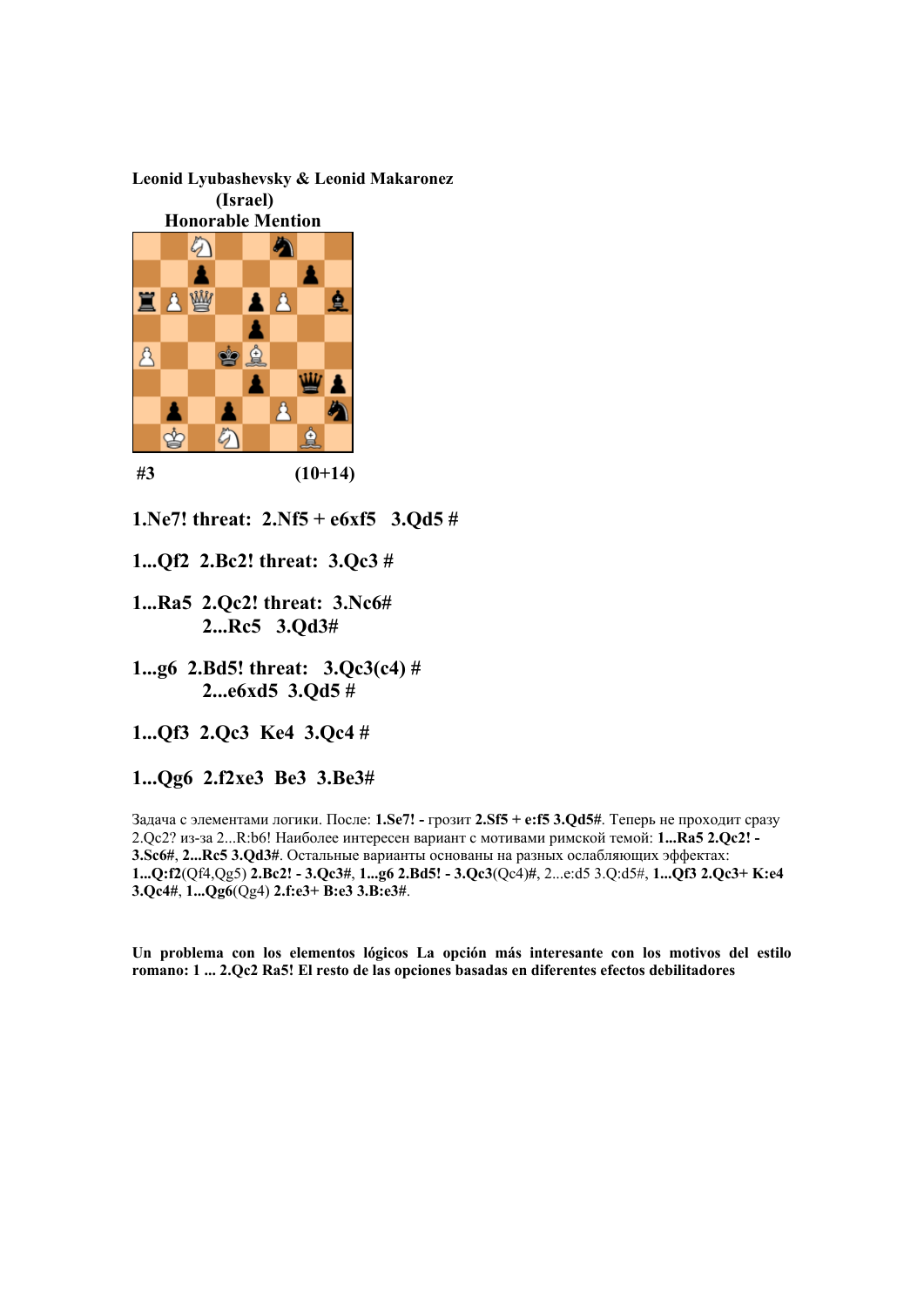**Leonid Lyubashevsky & Leonid Makaronez**
**(Israel)**
**Honorable Mention**

**#3** **(10+14)**

**1.Ne7! threat: 2.Nf5 + e6xf5 3.Qd5 #**

**1...Qf2 2.Bc2! threat: 3.Qc3 #**

**1...Ra5 2.Qc2! threat: 3.Nc6#**
**2...Rc5 3.Qd3#**

**1...g6 2.Bd5! threat: 3.Qc3(c4) #**
**2...e6xd5 3.Qd5 #**

**1...Qf3 2.Qc3 Ke4 3.Qc4 #**

**1...Qg6 2.f2xe3 Be3 3.Be3#**

Задача с элементами логики. После: **1.Se7! -** грозит **2.Sf5 + e:f5 3.Qd5#**. Теперь не проходит сразу 2.Qc2? из-за 2...R:b6! Наиболее интересен вариант с мотивами римской темой: **1...Ra5 2.Qc2! - 3.Sc6#**, **2...Rc5 3.Qd3#**. Остальные варианты основаны на разных ослабляющих эффектах: **1...Q:f2**(Qf4,Qg5) **2.Bc2! - 3.Qc3#**, **1...g6 2.Bd5! - 3.Qc3**(Qc4)#, 2...e:d5 3.Q:d5#, **1...Qf3 2.Qc3+ K:e4 3.Qc4#**, **1...Qg6**(Qg4) **2.f:e3+ B:e3 3.B:e3#**.

**Un problema con los elementos lógicos La opción más interesante con los motivos del estilo romano: 1 ... 2.Qc2 Ra5! El resto de las opciones basadas en diferentes efectos debilitadores**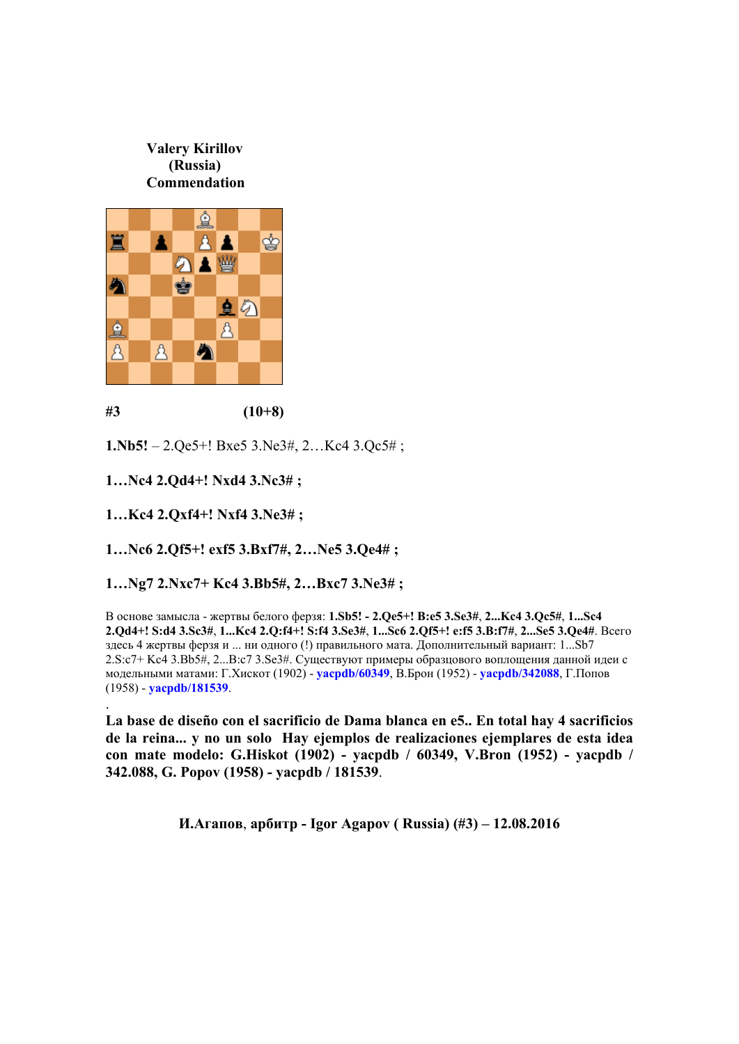**Valery Kirillov**
**(Russia)**
**Commendation**

**#3** **(10+8)**

**1.Nb5!** – 2.Qe5+! Bxe5 3.Ne3#, 2…Kc4 3.Qc5# ;

**1…Nc4 2.Qd4+! Nxd4 3.Nc3# ;**

**1…Kc4 2.Qxf4+! Nxf4 3.Ne3# ;**

**1…Nc6 2.Qf5+! exf5 3.Bxf7#, 2…Ne5 3.Qe4# ;**

**1…Ng7 2.Nxc7+ Kc4 3.Bb5#, 2…Bxc7 3.Ne3# ;**

В основе замысла - жертвы белого ферзя: **1.Sb5! - 2.Qe5+! B:e5 3.Se3#**, **2...Kc4 3.Qc5#**, **1...Sc4 2.Qd4+! S:d4 3.Sc3#**, **1...Kc4 2.Q:f4+! S:f4 3.Se3#**, **1...Sc6 2.Qf5+! e:f5 3.B:f7#**, **2...Se5 3.Qe4#**. Всего здесь 4 жертвы ферзя и ... ни одного (!) правильного мата. Дополнительный вариант: 1...Sb7 2.S:c7+ Kc4 3.Bb5#, 2...B:c7 3.Se3#. Существуют примеры образцового воплощения данной идеи с модельными матами: Г.Хискот (1902) - **yacpdb/60349**, В.Брон (1952) - **yacpdb/342088**, Г.Попов (1958) - **yacpdb/181539**.

**La base de diseño con el sacrificio de Dama blanca en e5.. En total hay 4 sacrificios de la reina... y no un solo Hay ejemplos de realizaciones ejemplares de esta idea con mate modelo: G.Hiskot (1902) - yacpdb / 60349, V.Bron (1952) - yacpdb / 342.088, G. Popov (1958) - yacpdb / 181539**.

**И.Агапов, арбитр - Igor Agapov ( Russia) (#3) – 12.08.2016**